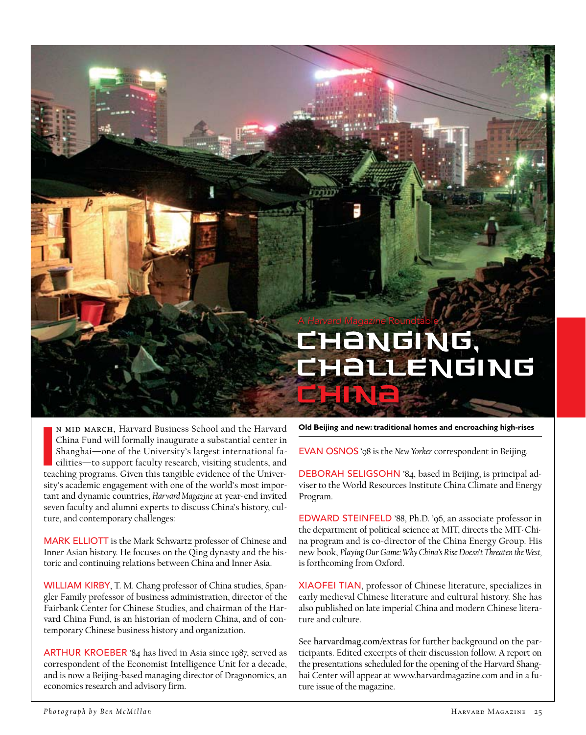A *Harvard Magazine* Roundtable

# Changing, Challenging China

Old Beijing and new: traditional homes and encroaching high-rises

In mid march, Harvard Business School and the Harvard China Fund will formally inaugurate a substantial center in Shanghai—one of the University's largest international facilities—to support faculty research, visiting students, and teaching programs. Given this tangible evidence of the University's academic engagement with one of the world's most important and dynamic countries, *Harvard Magazine* at year-end invited seven faculty and alumni experts to discuss China's history, culture, and contemporary challenges:

MARK ELLIOTT is the Mark Schwartz professor of Chinese and Inner Asian history. He focuses on the Qing dynasty and the historic and continuing relations between China and Inner Asia.

WILLIAM KIRBY, T. M. Chang professor of China studies, Spangler Family professor of business administration, director of the Fairbank Center for Chinese Studies, and chairman of the Harvard China Fund, is an historian of modern China, and of contemporary Chinese business history and organization.

ARTHUR KROEBER '84 has lived in Asia since 1987, served as correspondent of the Economist Intelligence Unit for a decade, and is now a Beijing-based managing director of Dragonomics, an economics research and advisory firm.

EVAN OSNOS '98 is the *New Yorker* correspondent in Beijing.

DEBORAH SELIGSOHN '84, based in Beijing, is principal adviser to the World Resources Institute China Climate and Energy Program.

EDWARD STEINFELD '88, Ph.D. '96, an associate professor in the department of political science at MIT, directs the MIT-China program and is co-director of the China Energy Group. His new book, *Playing Our Game: Why China's Rise Doesn't Threaten the West*, is forthcoming from Oxford.

XIAOFEI TIAN, professor of Chinese literature, specializes in early medieval Chinese literature and cultural history. She has also published on late imperial China and modern Chinese literature and culture.

See **harvardmag.com/extras** for further background on the participants. Edited excerpts of their discussion follow. A report on the presentations scheduled for the opening of the Harvard Shanghai Center will appear at www.harvardmagazine.com and in a future issue of the magazine.

*Photograph by Ben McMillan*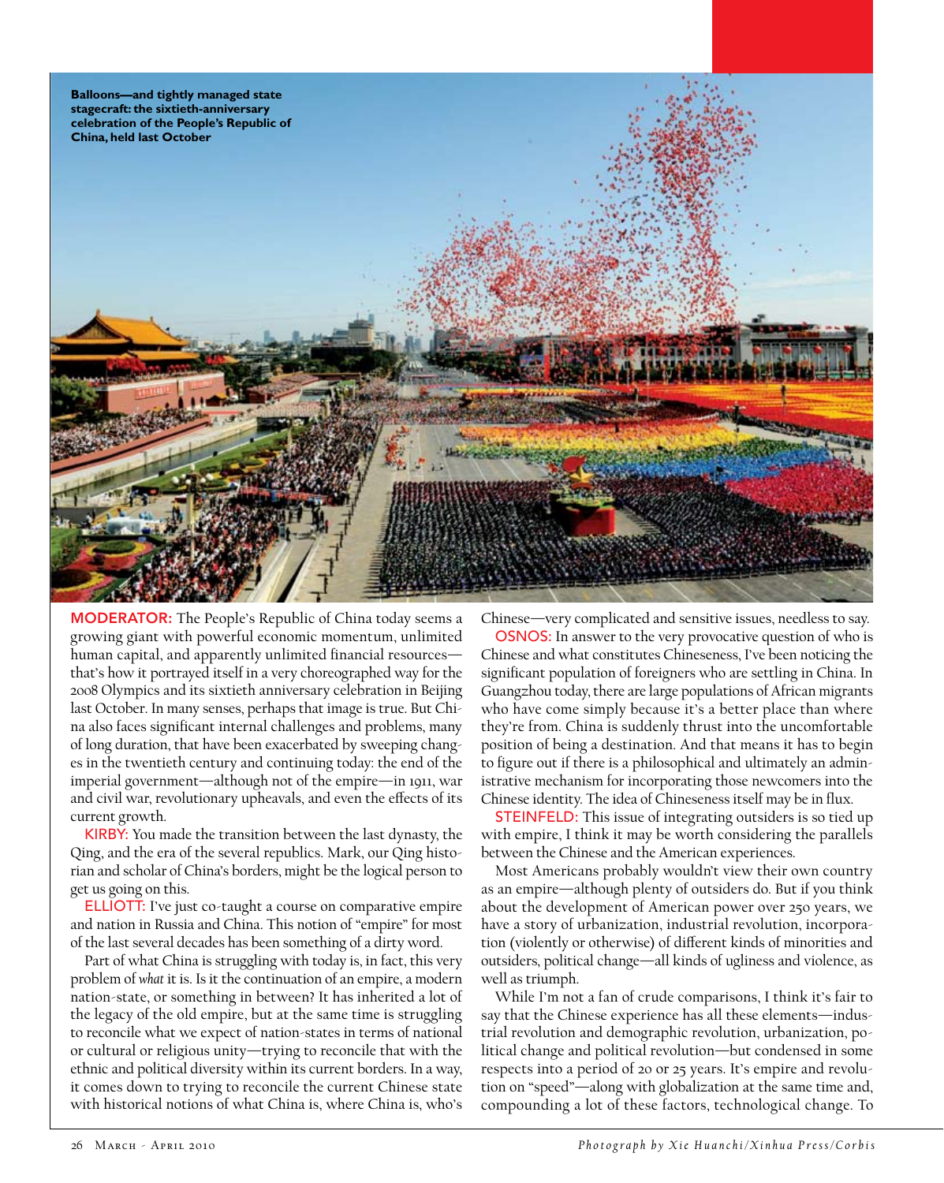Balloons—and tightly managed state stagecraft: the sixtieth-anniversary celebration of the People's Republic of China, held last October

**MODERATOR:** The People's Republic of China today seems a growing giant with powerful economic momentum, unlimited human capital, and apparently unlimited financial resources—that's how it portrayed itself in a very choreographed way for the 2008 Olympics and its sixtieth anniversary celebration in Beijing last October. In many senses, perhaps that image is true. But China also faces significant internal challenges and problems, many of long duration, that have been exacerbated by sweeping changes in the twentieth century and continuing today: the end of the imperial government—although not of the empire—in 1911, war and civil war, revolutionary upheavals, and even the effects of its current growth.

**KIRBY:** You made the transition between the last dynasty, the Qing, and the era of the several republics. Mark, our Qing historian and scholar of China's borders, might be the logical person to get us going on this.

**ELLIOTT:** I've just co-taught a course on comparative empire and nation in Russia and China. This notion of "empire" for most of the last several decades has been something of a dirty word.

Part of what China is struggling with today is, in fact, this very problem of *what* it is. Is it the continuation of an empire, a modern nation-state, or something in between? It has inherited a lot of the legacy of the old empire, but at the same time is struggling to reconcile what we expect of nation-states in terms of national or cultural or religious unity—trying to reconcile that with the ethnic and political diversity within its current borders. In a way, it comes down to trying to reconcile the current Chinese state with historical notions of what China is, where China is, who's Chinese—very complicated and sensitive issues, needless to say.

**OSNOS:** In answer to the very provocative question of who is Chinese and what constitutes Chineseness, I've been noticing the significant population of foreigners who are settling in China. In Guangzhou today, there are large populations of African migrants who have come simply because it's a better place than where they're from. China is suddenly thrust into the uncomfortable position of being a destination. And that means it has to begin to figure out if there is a philosophical and ultimately an administrative mechanism for incorporating those newcomers into the Chinese identity. The idea of Chineseness itself may be in flux.

**STEINFELD:** This issue of integrating outsiders is so tied up with empire, I think it may be worth considering the parallels between the Chinese and the American experiences.

Most Americans probably wouldn't view their own country as an empire—although plenty of outsiders do. But if you think about the development of American power over 250 years, we have a story of urbanization, industrial revolution, incorporation (violently or otherwise) of different kinds of minorities and outsiders, political change—all kinds of ugliness and violence, as well as triumph.

While I'm not a fan of crude comparisons, I think it's fair to say that the Chinese experience has all these elements—industrial revolution and demographic revolution, urbanization, political change and political revolution—but condensed in some respects into a period of 20 or 25 years. It's empire and revolution on "speed"—along with globalization at the same time and, compounding a lot of these factors, technological change. To

Photograph by Xie Huanchi/Xinhua Press/Corbis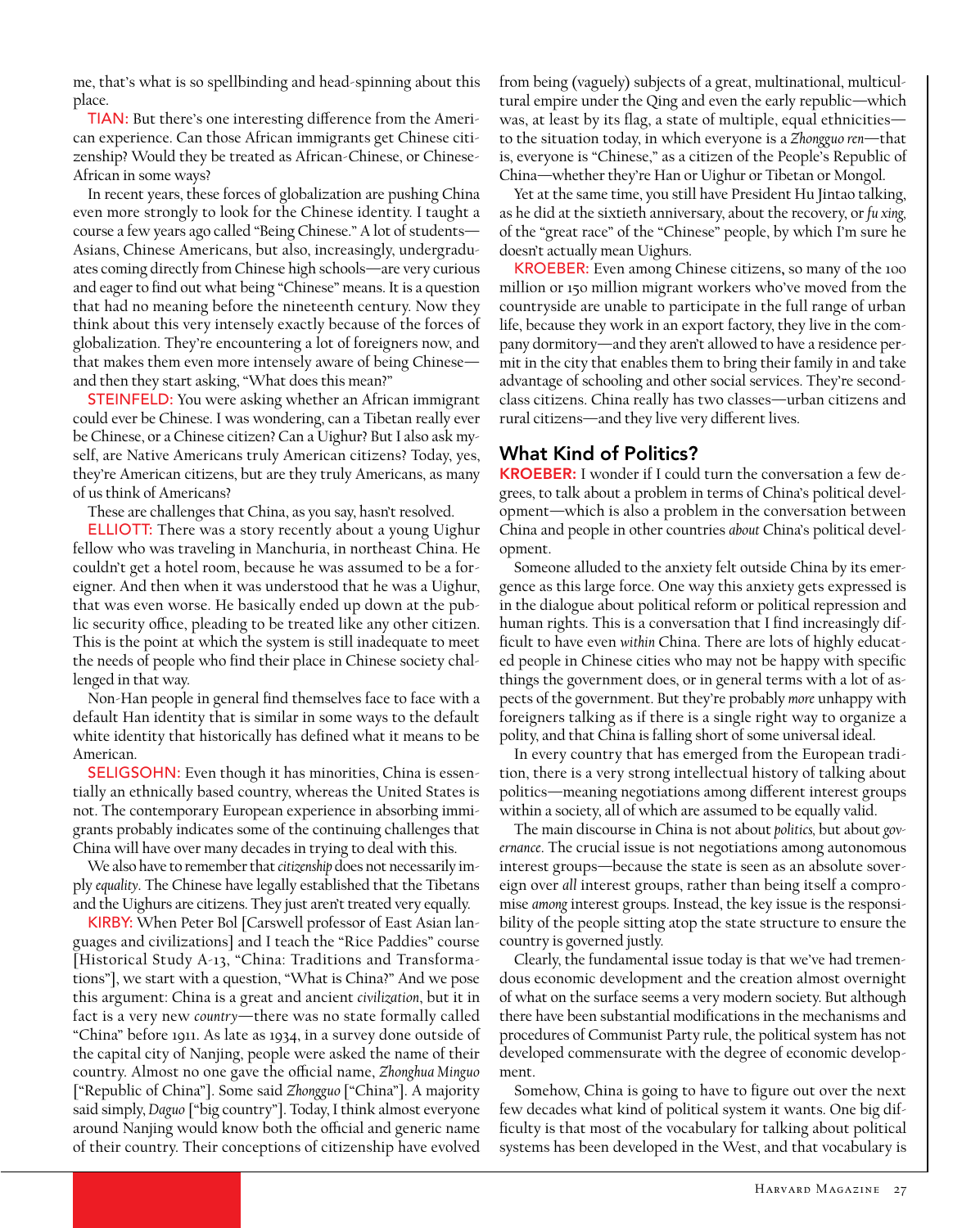me, that's what is so spellbinding and head-spinning about this place.

TIAN: But there's one interesting difference from the American experience. Can those African immigrants get Chinese citizenship? Would they be treated as African-Chinese, or Chinese-African in some ways?

In recent years, these forces of globalization are pushing China even more strongly to look for the Chinese identity. I taught a course a few years ago called "Being Chinese." A lot of students—Asians, Chinese Americans, but also, increasingly, undergraduates coming directly from Chinese high schools—are very curious and eager to find out what being "Chinese" means. It is a question that had no meaning before the nineteenth century. Now they think about this very intensely exactly because of the forces of globalization. They're encountering a lot of foreigners now, and that makes them even more intensely aware of being Chinese—and then they start asking, "What does this mean?"

STEINFELD: You were asking whether an African immigrant could ever be Chinese. I was wondering, can a Tibetan really ever be Chinese, or a Chinese citizen? Can a Uighur? But I also ask myself, are Native Americans truly American citizens? Today, yes, they're American citizens, but are they truly Americans, as many of us think of Americans?

These are challenges that China, as you say, hasn't resolved.

ELLIOTT: There was a story recently about a young Uighur fellow who was traveling in Manchuria, in northeast China. He couldn't get a hotel room, because he was assumed to be a foreigner. And then when it was understood that he was a Uighur, that was even worse. He basically ended up down at the public security office, pleading to be treated like any other citizen. This is the point at which the system is still inadequate to meet the needs of people who find their place in Chinese society challenged in that way.

Non-Han people in general find themselves face to face with a default Han identity that is similar in some ways to the default white identity that historically has defined what it means to be American.

SELIGSOHN: Even though it has minorities, China is essentially an ethnically based country, whereas the United States is not. The contemporary European experience in absorbing immigrants probably indicates some of the continuing challenges that China will have over many decades in trying to deal with this.

We also have to remember that *citizenship* does not necessarily imply *equality*. The Chinese have legally established that the Tibetans and the Uighurs are citizens. They just aren't treated very equally.

KIRBY: When Peter Bol [Carswell professor of East Asian languages and civilizations] and I teach the "Rice Paddies" course [Historical Study A-13, "China: Traditions and Transformations"], we start with a question, "What is China?" And we pose this argument: China is a great and ancient *civilization*, but it in fact is a very new *country*—there was no state formally called "China" before 1911. As late as 1934, in a survey done outside of the capital city of Nanjing, people were asked the name of their country. Almost no one gave the official name, *Zhonghua Minguo* ["Republic of China"]. Some said *Zhongguo* ["China"]. A majority said simply, *Daguo* ["big country"]. Today, I think almost everyone around Nanjing would know both the official and generic name of their country. Their conceptions of citizenship have evolved from being (vaguely) subjects of a great, multinational, multicultural empire under the Qing and even the early republic—which was, at least by its flag, a state of multiple, equal ethnicities—to the situation today, in which everyone is a *Zhongguo ren*—that is, everyone is "Chinese," as a citizen of the People's Republic of China—whether they're Han or Uighur or Tibetan or Mongol.

Yet at the same time, you still have President Hu Jintao talking, as he did at the sixtieth anniversary, about the recovery, or *fu xing*, of the "great race" of the "Chinese" people, by which I'm sure he doesn't actually mean Uighurs.

KROEBER: Even among Chinese citizens, so many of the 100 million or 150 million migrant workers who've moved from the countryside are unable to participate in the full range of urban life, because they work in an export factory, they live in the company dormitory—and they aren't allowed to have a residence permit in the city that enables them to bring their family in and take advantage of schooling and other social services. They're second-class citizens. China really has two classes—urban citizens and rural citizens—and they live very different lives.

## What Kind of Politics?

**KROEBER:** I wonder if I could turn the conversation a few degrees, to talk about a problem in terms of China's political development—which is also a problem in the conversation between China and people in other countries *about* China's political development.

Someone alluded to the anxiety felt outside China by its emergence as this large force. One way this anxiety gets expressed is in the dialogue about political reform or political repression and human rights. This is a conversation that I find increasingly difficult to have even *within* China. There are lots of highly educated people in Chinese cities who may not be happy with specific things the government does, or in general terms with a lot of aspects of the government. But they're probably *more* unhappy with foreigners talking as if there is a single right way to organize a polity, and that China is falling short of some universal ideal.

In every country that has emerged from the European tradition, there is a very strong intellectual history of talking about politics—meaning negotiations among different interest groups within a society, all of which are assumed to be equally valid.

The main discourse in China is not about *politics*, but about *governance*. The crucial issue is not negotiations among autonomous interest groups—because the state is seen as an absolute sovereign over *all* interest groups, rather than being itself a compromise *among* interest groups. Instead, the key issue is the responsibility of the people sitting atop the state structure to ensure the country is governed justly.

Clearly, the fundamental issue today is that we've had tremendous economic development and the creation almost overnight of what on the surface seems a very modern society. But although there have been substantial modifications in the mechanisms and procedures of Communist Party rule, the political system has not developed commensurate with the degree of economic development.

Somehow, China is going to have to figure out over the next few decades what kind of political system it wants. One big difficulty is that most of the vocabulary for talking about political systems has been developed in the West, and that vocabulary is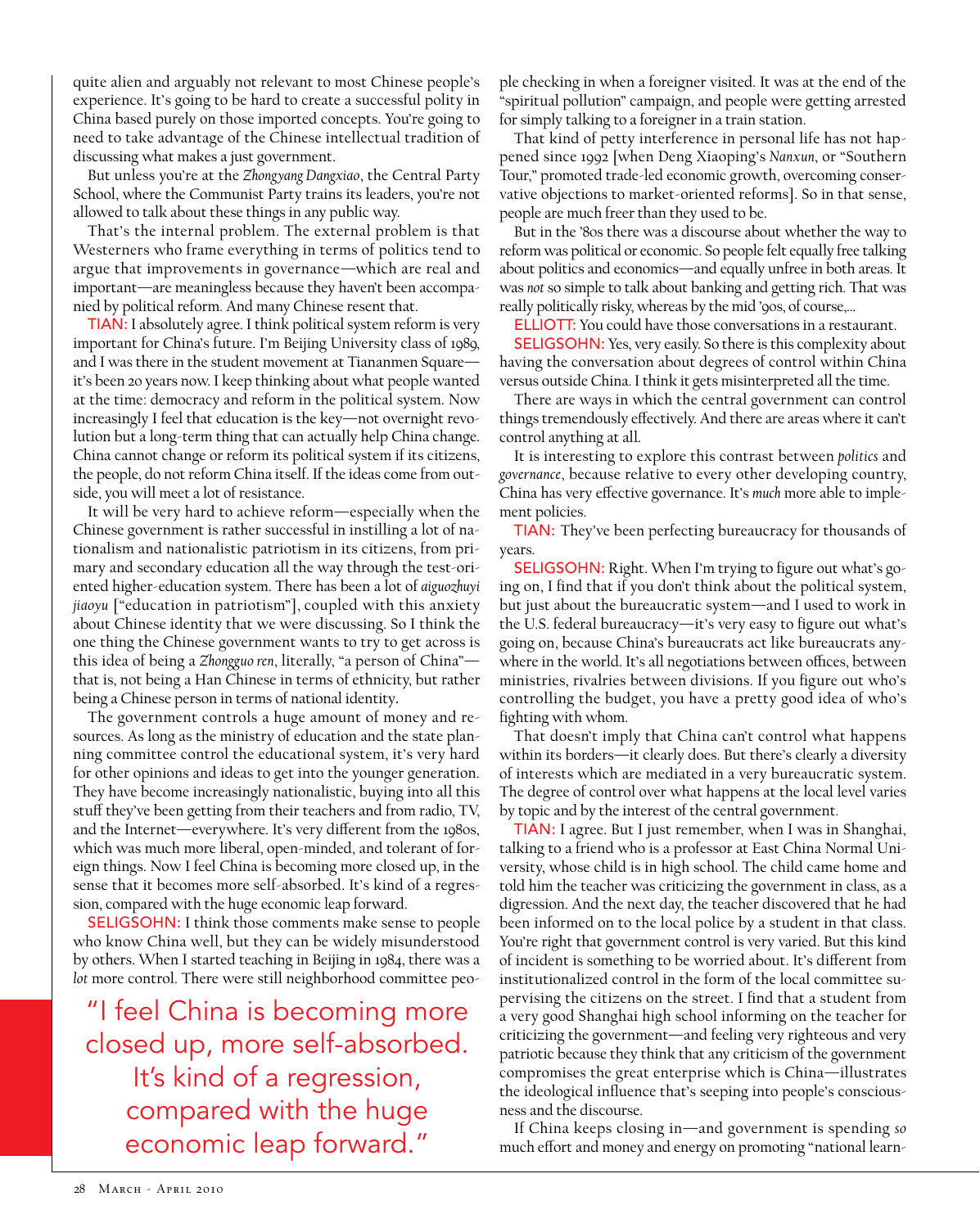quite alien and arguably not relevant to most Chinese people's experience. It's going to be hard to create a successful polity in China based purely on those imported concepts. You're going to need to take advantage of the Chinese intellectual tradition of discussing what makes a just government.

But unless you're at the *Zhongyang Dangxiao*, the Central Party School, where the Communist Party trains its leaders, you're not allowed to talk about these things in any public way.

That's the internal problem. The external problem is that Westerners who frame everything in terms of politics tend to argue that improvements in governance—which are real and important—are meaningless because they haven't been accompanied by political reform. And many Chinese resent that.

TIAN: I absolutely agree. I think political system reform is very important for China's future. I'm Beijing University class of 1989, and I was there in the student movement at Tiananmen Square—it's been 20 years now. I keep thinking about what people wanted at the time: democracy and reform in the political system. Now increasingly I feel that education is the key—not overnight revolution but a long-term thing that can actually help China change. China cannot change or reform its political system if its citizens, the people, do not reform China itself. If the ideas come from outside, you will meet a lot of resistance.

It will be very hard to achieve reform—especially when the Chinese government is rather successful in instilling a lot of nationalism and nationalistic patriotism in its citizens, from primary and secondary education all the way through the test-oriented higher-education system. There has been a lot of *aiguozhuyi jiaoyu* ["education in patriotism"], coupled with this anxiety about Chinese identity that we were discussing. So I think the one thing the Chinese government wants to try to get across is this idea of being a *Zhongguo ren*, literally, "a person of China"—that is, not being a Han Chinese in terms of ethnicity, but rather being a Chinese person in terms of national identity.

The government controls a huge amount of money and resources. As long as the ministry of education and the state planning committee control the educational system, it's very hard for other opinions and ideas to get into the younger generation. They have become increasingly nationalistic, buying into all this stuff they've been getting from their teachers and from radio, TV, and the Internet—everywhere. It's very different from the 1980s, which was much more liberal, open-minded, and tolerant of foreign things. Now I feel China is becoming more closed up, in the sense that it becomes more self-absorbed. It's kind of a regression, compared with the huge economic leap forward.

SELIGSOHN: I think those comments make sense to people who know China well, but they can be widely misunderstood by others. When I started teaching in Beijing in 1984, there was a *lot* more control. There were still neighborhood committee people checking in when a foreigner visited. It was at the end of the "spiritual pollution" campaign, and people were getting arrested for simply talking to a foreigner in a train station.

> "I feel China is becoming more closed up, more self-absorbed. It's kind of a regression, compared with the huge economic leap forward."

That kind of petty interference in personal life has not happened since 1992 [when Deng Xiaoping's *Nanxun*, or "Southern Tour," promoted trade-led economic growth, overcoming conservative objections to market-oriented reforms]. So in that sense, people are much freer than they used to be.

But in the '80s there was a discourse about whether the way to reform was political or economic. So people felt equally free talking about politics and economics—and equally unfree in both areas. It was *not* so simple to talk about banking and getting rich. That was really politically risky, whereas by the mid '90s, of course,...

ELLIOTT: You could have those conversations in a restaurant.

SELIGSOHN: Yes, very easily. So there is this complexity about having the conversation about degrees of control within China versus outside China. I think it gets misinterpreted all the time.

There are ways in which the central government can control things tremendously effectively. And there are areas where it can't control anything at all.

It is interesting to explore this contrast between *politics* and *governance*, because relative to every other developing country, China has very effective governance. It's *much* more able to implement policies.

TIAN: They've been perfecting bureaucracy for thousands of years.

SELIGSOHN: Right. When I'm trying to figure out what's going on, I find that if you don't think about the political system, but just about the bureaucratic system—and I used to work in the U.S. federal bureaucracy—it's very easy to figure out what's going on, because China's bureaucrats act like bureaucrats anywhere in the world. It's all negotiations between offices, between ministries, rivalries between divisions. If you figure out who's controlling the budget, you have a pretty good idea of who's fighting with whom.

That doesn't imply that China can't control what happens within its borders—it clearly does. But there's clearly a diversity of interests which are mediated in a very bureaucratic system. The degree of control over what happens at the local level varies by topic and by the interest of the central government.

TIAN: I agree. But I just remember, when I was in Shanghai, talking to a friend who is a professor at East China Normal University, whose child is in high school. The child came home and told him the teacher was criticizing the government in class, as a digression. And the next day, the teacher discovered that he had been informed on to the local police by a student in that class. You're right that government control is very varied. But this kind of incident is something to be worried about. It's different from institutionalized control in the form of the local committee supervising the citizens on the street. I find that a student from a very good Shanghai high school informing on the teacher for criticizing the government—and feeling very righteous and very patriotic because they think that any criticism of the government compromises the great enterprise which is China—illustrates the ideological influence that's seeping into people's consciousness and the discourse.

If China keeps closing in—and government is spending *so* much effort and money and energy on promoting "national learn-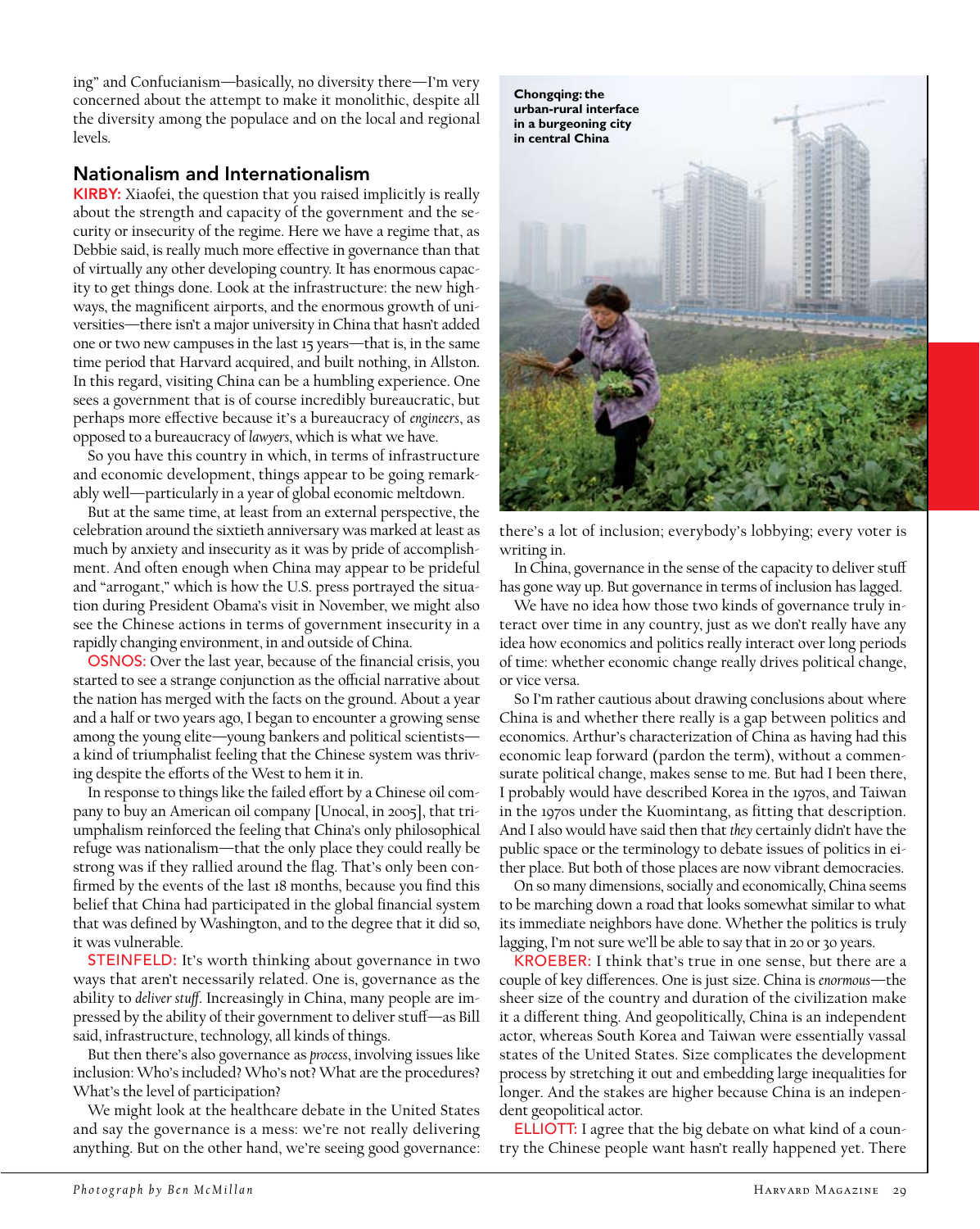ing" and Confucianism—basically, no diversity there—I'm very concerned about the attempt to make it monolithic, despite all the diversity among the populace and on the local and regional levels.

## Nationalism and Internationalism

**KIRBY:** Xiaofei, the question that you raised implicitly is really about the strength and capacity of the government and the security or insecurity of the regime. Here we have a regime that, as Debbie said, is really much more effective in governance than that of virtually any other developing country. It has enormous capacity to get things done. Look at the infrastructure: the new highways, the magnificent airports, and the enormous growth of universities—there isn't a major university in China that hasn't added one or two new campuses in the last 15 years—that is, in the same time period that Harvard acquired, and built nothing, in Allston. In this regard, visiting China can be a humbling experience. One sees a government that is of course incredibly bureaucratic, but perhaps more effective because it's a bureaucracy of *engineers*, as opposed to a bureaucracy of *lawyers*, which is what we have.

So you have this country in which, in terms of infrastructure and economic development, things appear to be going remarkably well—particularly in a year of global economic meltdown.

But at the same time, at least from an external perspective, the celebration around the sixtieth anniversary was marked at least as much by anxiety and insecurity as it was by pride of accomplishment. And often enough when China may appear to be prideful and "arrogant," which is how the U.S. press portrayed the situation during President Obama's visit in November, we might also see the Chinese actions in terms of government insecurity in a rapidly changing environment, in and outside of China.

**OSNOS:** Over the last year, because of the financial crisis, you started to see a strange conjunction as the official narrative about the nation has merged with the facts on the ground. About a year and a half or two years ago, I began to encounter a growing sense among the young elite—young bankers and political scientists—a kind of triumphalist feeling that the Chinese system was thriving despite the efforts of the West to hem it in.

In response to things like the failed effort by a Chinese oil company to buy an American oil company [Unocal, in 2005], that triumphalism reinforced the feeling that China's only philosophical refuge was nationalism—that the only place they could really be strong was if they rallied around the flag. That's only been confirmed by the events of the last 18 months, because you find this belief that China had participated in the global financial system that was defined by Washington, and to the degree that it did so, it was vulnerable.

**STEINFELD:** It's worth thinking about governance in two ways that aren't necessarily related. One is, governance as the ability to *deliver stuff*. Increasingly in China, many people are impressed by the ability of their government to deliver stuff—as Bill said, infrastructure, technology, all kinds of things.

But then there's also governance as *process*, involving issues like inclusion: Who's included? Who's not? What are the procedures? What's the level of participation?

We might look at the healthcare debate in the United States and say the governance is a mess: we're not really delivering anything. But on the other hand, we're seeing good governance: there's a lot of inclusion; everybody's lobbying; every voter is writing in.

Chongqing: the urban-rural interface in a burgeoning city in central China

In China, governance in the sense of the capacity to deliver stuff has gone way up. But governance in terms of inclusion has lagged.

We have no idea how those two kinds of governance truly interact over time in any country, just as we don't really have any idea how economics and politics really interact over long periods of time: whether economic change really drives political change, or vice versa.

So I'm rather cautious about drawing conclusions about where China is and whether there really is a gap between politics and economics. Arthur's characterization of China as having had this economic leap forward (pardon the term), without a commensurate political change, makes sense to me. But had I been there, I probably would have described Korea in the 1970s, and Taiwan in the 1970s under the Kuomintang, as fitting that description. And I also would have said then that *they* certainly didn't have the public space or the terminology to debate issues of politics in either place. But both of those places are now vibrant democracies.

On so many dimensions, socially and economically, China seems to be marching down a road that looks somewhat similar to what its immediate neighbors have done. Whether the politics is truly lagging, I'm not sure we'll be able to say that in 20 or 30 years.

**KROEBER:** I think that's true in one sense, but there are a couple of key differences. One is just size. China is *enormous*—the sheer size of the country and duration of the civilization make it a different thing. And geopolitically, China is an independent actor, whereas South Korea and Taiwan were essentially vassal states of the United States. Size complicates the development process by stretching it out and embedding large inequalities for longer. And the stakes are higher because China is an independent geopolitical actor.

**ELLIOTT:** I agree that the big debate on what kind of a country the Chinese people want hasn't really happened yet. There

Photograph by Ben McMillan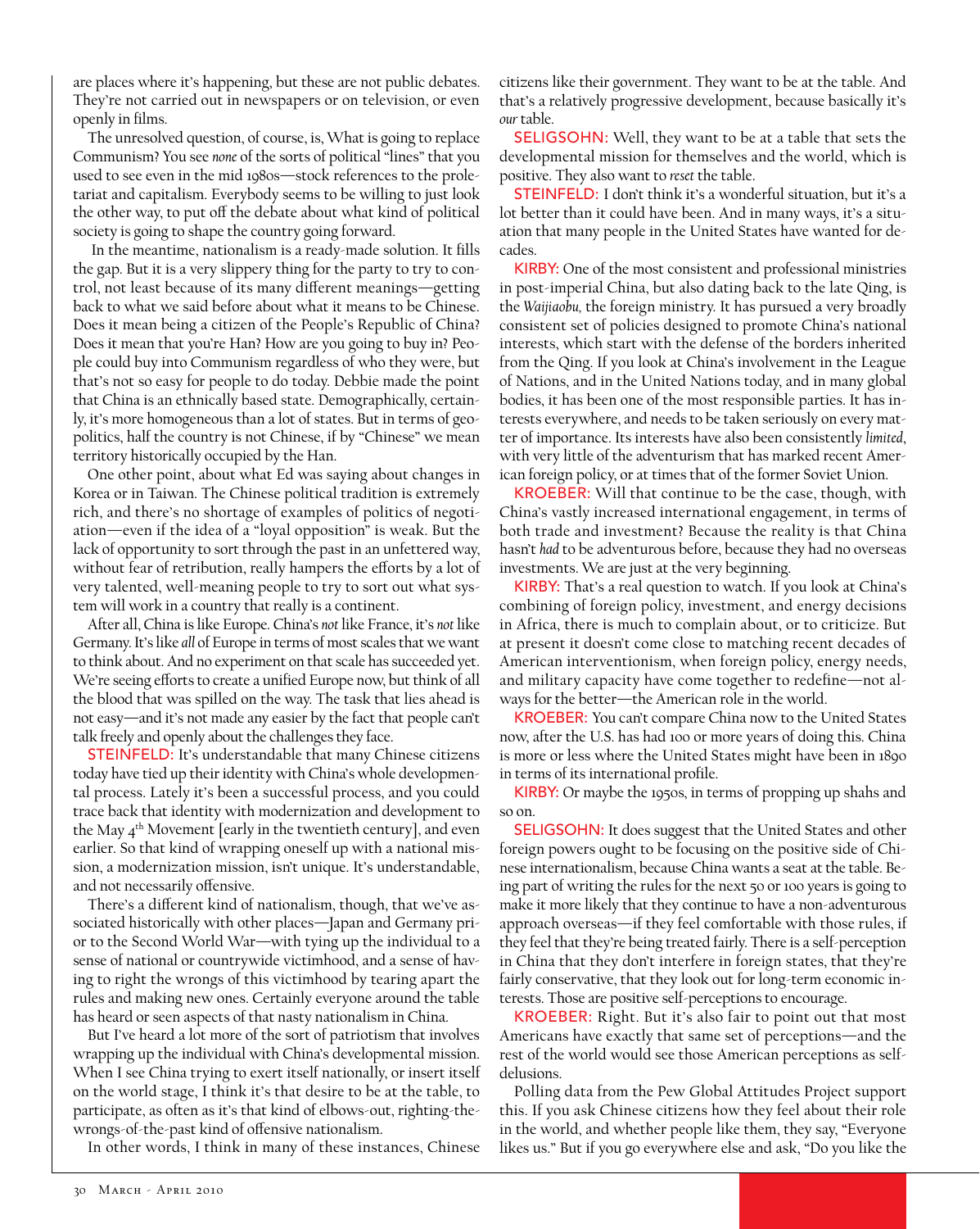are places where it's happening, but these are not public debates. They're not carried out in newspapers or on television, or even openly in films.

The unresolved question, of course, is, What is going to replace Communism? You see *none* of the sorts of political "lines" that you used to see even in the mid 1980s—stock references to the proletariat and capitalism. Everybody seems to be willing to just look the other way, to put off the debate about what kind of political society is going to shape the country going forward.

In the meantime, nationalism is a ready-made solution. It fills the gap. But it is a very slippery thing for the party to try to control, not least because of its many different meanings—getting back to what we said before about what it means to be Chinese. Does it mean being a citizen of the People's Republic of China? Does it mean that you're Han? How are you going to buy in? People could buy into Communism regardless of who they were, but that's not so easy for people to do today. Debbie made the point that China is an ethnically based state. Demographically, certainly, it's more homogeneous than a lot of states. But in terms of geopolitics, half the country is not Chinese, if by "Chinese" we mean territory historically occupied by the Han.

One other point, about what Ed was saying about changes in Korea or in Taiwan. The Chinese political tradition is extremely rich, and there's no shortage of examples of politics of negotiation—even if the idea of a "loyal opposition" is weak. But the lack of opportunity to sort through the past in an unfettered way, without fear of retribution, really hampers the efforts by a lot of very talented, well-meaning people to try to sort out what system will work in a country that really is a continent.

After all, China is like Europe. China's *not* like France, it's *not* like Germany. It's like *all* of Europe in terms of most scales that we want to think about. And no experiment on that scale has succeeded yet. We're seeing efforts to create a unified Europe now, but think of all the blood that was spilled on the way. The task that lies ahead is not easy—and it's not made any easier by the fact that people can't talk freely and openly about the challenges they face.

STEINFELD: It's understandable that many Chinese citizens today have tied up their identity with China's whole developmental process. Lately it's been a successful process, and you could trace back that identity with modernization and development to the May 4th Movement [early in the twentieth century], and even earlier. So that kind of wrapping oneself up with a national mission, a modernization mission, isn't unique. It's understandable, and not necessarily offensive.

There's a different kind of nationalism, though, that we've associated historically with other places—Japan and Germany prior to the Second World War—with tying up the individual to a sense of national or countrywide victimhood, and a sense of having to right the wrongs of this victimhood by tearing apart the rules and making new ones. Certainly everyone around the table has heard or seen aspects of that nasty nationalism in China.

But I've heard a lot more of the sort of patriotism that involves wrapping up the individual with China's developmental mission. When I see China trying to exert itself nationally, or insert itself on the world stage, I think it's that desire to be at the table, to participate, as often as it's that kind of elbows-out, righting-the-wrongs-of-the-past kind of offensive nationalism.

In other words, I think in many of these instances, Chinese citizens like their government. They want to be at the table. And that's a relatively progressive development, because basically it's *our* table.

SELIGSOHN: Well, they want to be at a table that sets the developmental mission for themselves and the world, which is positive. They also want to *reset* the table.

STEINFELD: I don't think it's a wonderful situation, but it's a lot better than it could have been. And in many ways, it's a situation that many people in the United States have wanted for decades.

KIRBY: One of the most consistent and professional ministries in post-imperial China, but also dating back to the late Qing, is the *Waijiaobu,* the foreign ministry. It has pursued a very broadly consistent set of policies designed to promote China's national interests, which start with the defense of the borders inherited from the Qing. If you look at China's involvement in the League of Nations, and in the United Nations today, and in many global bodies, it has been one of the most responsible parties. It has interests everywhere, and needs to be taken seriously on every matter of importance. Its interests have also been consistently *limited*, with very little of the adventurism that has marked recent American foreign policy, or at times that of the former Soviet Union.

KROEBER: Will that continue to be the case, though, with China's vastly increased international engagement, in terms of both trade and investment? Because the reality is that China hasn't *had* to be adventurous before, because they had no overseas investments. We are just at the very beginning.

KIRBY: That's a real question to watch. If you look at China's combining of foreign policy, investment, and energy decisions in Africa, there is much to complain about, or to criticize. But at present it doesn't come close to matching recent decades of American interventionism, when foreign policy, energy needs, and military capacity have come together to redefine—not always for the better—the American role in the world.

KROEBER: You can't compare China now to the United States now, after the U.S. has had 100 or more years of doing this. China is more or less where the United States might have been in 1890 in terms of its international profile.

KIRBY: Or maybe the 1950s, in terms of propping up shahs and so on.

SELIGSOHN: It does suggest that the United States and other foreign powers ought to be focusing on the positive side of Chinese internationalism, because China wants a seat at the table. Being part of writing the rules for the next 50 or 100 years is going to make it more likely that they continue to have a non-adventurous approach overseas—if they feel comfortable with those rules, if they feel that they're being treated fairly. There is a self-perception in China that they don't interfere in foreign states, that they're fairly conservative, that they look out for long-term economic interests. Those are positive self-perceptions to encourage.

KROEBER: Right. But it's also fair to point out that most Americans have exactly that same set of perceptions—and the rest of the world would see those American perceptions as self-delusions.

Polling data from the Pew Global Attitudes Project support this. If you ask Chinese citizens how they feel about their role in the world, and whether people like them, they say, "Everyone likes us." But if you go everywhere else and ask, "Do you like the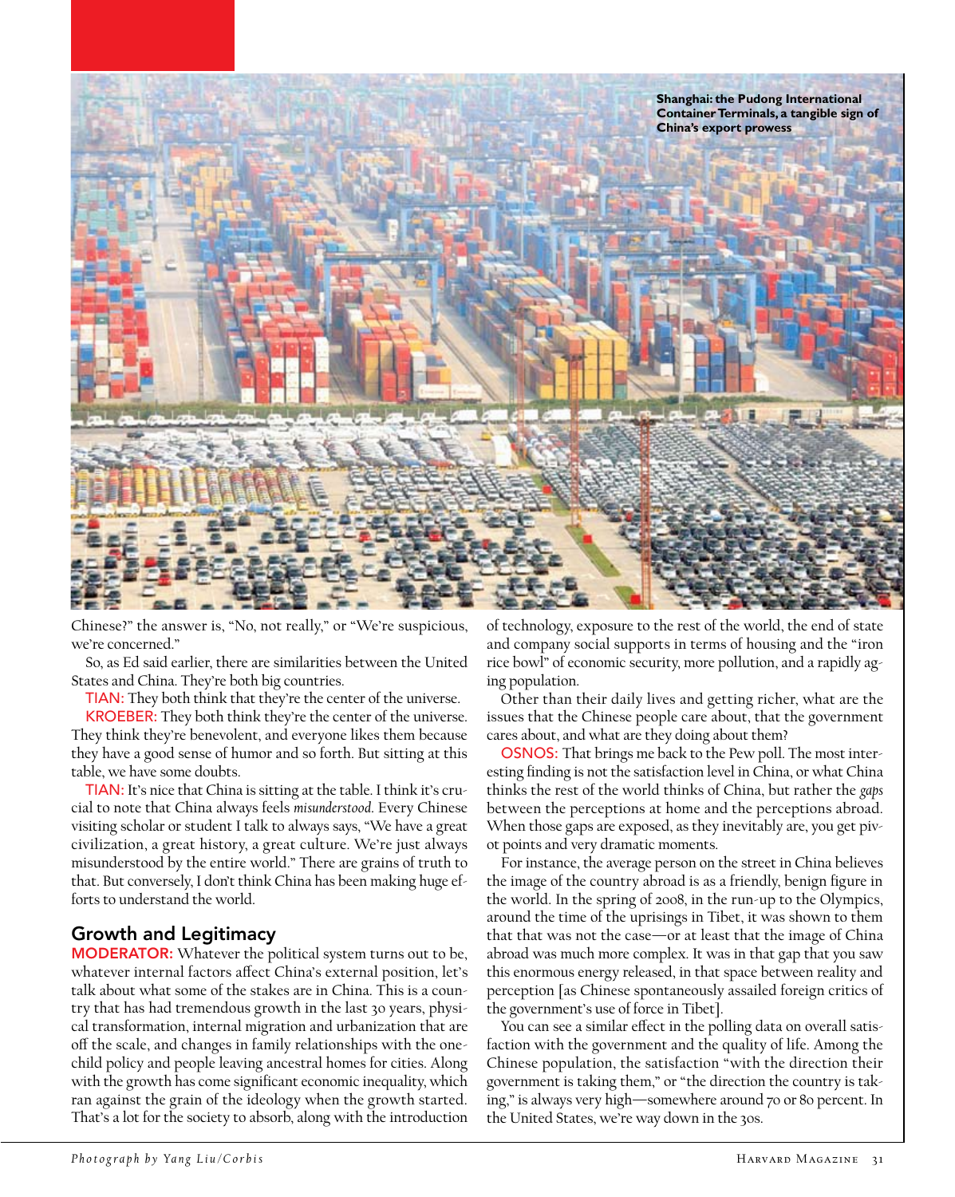Shanghai: the Pudong International Container Terminals, a tangible sign of China's export prowess

Chinese?" the answer is, "No, not really," or "We're suspicious, we're concerned."

So, as Ed said earlier, there are similarities between the United States and China. They're both big countries.

TIAN: They both think that they're the center of the universe.

KROEBER: They both think they're the center of the universe. They think they're benevolent, and everyone likes them because they have a good sense of humor and so forth. But sitting at this table, we have some doubts.

TIAN: It's nice that China is sitting at the table. I think it's crucial to note that China always feels *misunderstood*. Every Chinese visiting scholar or student I talk to always says, "We have a great civilization, a great history, a great culture. We're just always misunderstood by the entire world." There are grains of truth to that. But conversely, I don't think China has been making huge efforts to understand the world.

## Growth and Legitimacy

**MODERATOR:** Whatever the political system turns out to be, whatever internal factors affect China's external position, let's talk about what some of the stakes are in China. This is a country that has had tremendous growth in the last 30 years, physical transformation, internal migration and urbanization that are off the scale, and changes in family relationships with the one-child policy and people leaving ancestral homes for cities. Along with the growth has come significant economic inequality, which ran against the grain of the ideology when the growth started. That's a lot for the society to absorb, along with the introduction of technology, exposure to the rest of the world, the end of state and company social supports in terms of housing and the "iron rice bowl" of economic security, more pollution, and a rapidly aging population.

Other than their daily lives and getting richer, what are the issues that the Chinese people care about, that the government cares about, and what are they doing about them?

OSNOS: That brings me back to the Pew poll. The most interesting finding is not the satisfaction level in China, or what China thinks the rest of the world thinks of China, but rather the *gaps* between the perceptions at home and the perceptions abroad. When those gaps are exposed, as they inevitably are, you get pivot points and very dramatic moments.

For instance, the average person on the street in China believes the image of the country abroad is as a friendly, benign figure in the world. In the spring of 2008, in the run-up to the Olympics, around the time of the uprisings in Tibet, it was shown to them that that was not the case—or at least that the image of China abroad was much more complex. It was in that gap that you saw this enormous energy released, in that space between reality and perception [as Chinese spontaneously assailed foreign critics of the government's use of force in Tibet].

You can see a similar effect in the polling data on overall satisfaction with the government and the quality of life. Among the Chinese population, the satisfaction "with the direction their government is taking them," or "the direction the country is taking," is always very high—somewhere around 70 or 80 percent. In the United States, we're way down in the 30s.

*Photograph by Yang Liu/Corbis*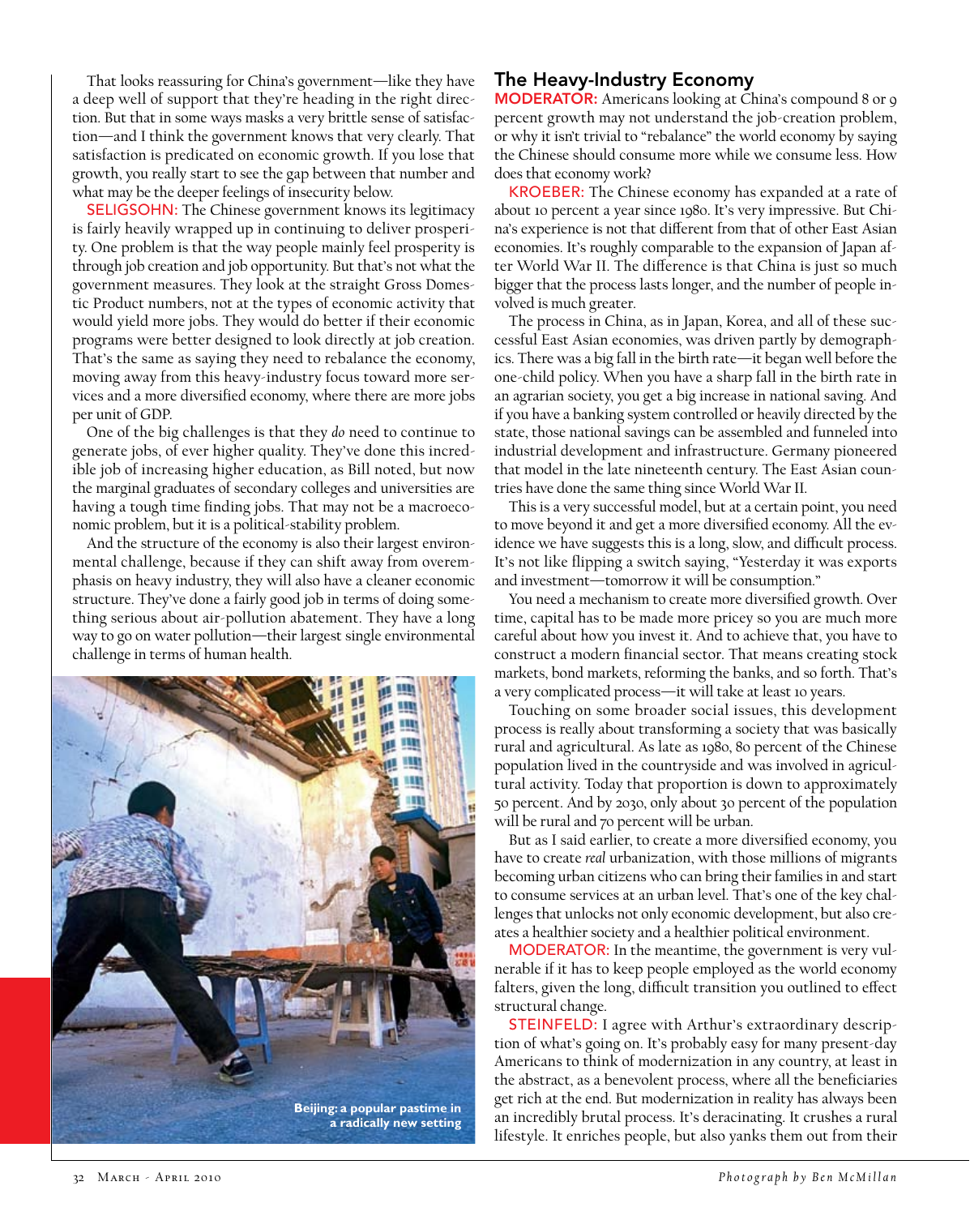That looks reassuring for China's government—like they have a deep well of support that they're heading in the right direction. But that in some ways masks a very brittle sense of satisfaction—and I think the government knows that very clearly. That satisfaction is predicated on economic growth. If you lose that growth, you really start to see the gap between that number and what may be the deeper feelings of insecurity below.

SELIGSOHN: The Chinese government knows its legitimacy is fairly heavily wrapped up in continuing to deliver prosperity. One problem is that the way people mainly feel prosperity is through job creation and job opportunity. But that's not what the government measures. They look at the straight Gross Domestic Product numbers, not at the types of economic activity that would yield more jobs. They would do better if their economic programs were better designed to look directly at job creation. That's the same as saying they need to rebalance the economy, moving away from this heavy-industry focus toward more services and a more diversified economy, where there are more jobs per unit of GDP.

One of the big challenges is that they *do* need to continue to generate jobs, of ever higher quality. They've done this incredible job of increasing higher education, as Bill noted, but now the marginal graduates of secondary colleges and universities are having a tough time finding jobs. That may not be a macroeconomic problem, but it is a political-stability problem.

And the structure of the economy is also their largest environmental challenge, because if they can shift away from overemphasis on heavy industry, they will also have a cleaner economic structure. They've done a fairly good job in terms of doing something serious about air-pollution abatement. They have a long way to go on water pollution—their largest single environmental challenge in terms of human health.

Beijing: a popular pastime in a radically new setting

## The Heavy-Industry Economy

MODERATOR: Americans looking at China's compound 8 or 9 percent growth may not understand the job-creation problem, or why it isn't trivial to "rebalance" the world economy by saying the Chinese should consume more while we consume less. How does that economy work?

KROEBER: The Chinese economy has expanded at a rate of about 10 percent a year since 1980. It's very impressive. But China's experience is not that different from that of other East Asian economies. It's roughly comparable to the expansion of Japan after World War II. The difference is that China is just so much bigger that the process lasts longer, and the number of people involved is much greater.

The process in China, as in Japan, Korea, and all of these successful East Asian economies, was driven partly by demographics. There was a big fall in the birth rate—it began well before the one-child policy. When you have a sharp fall in the birth rate in an agrarian society, you get a big increase in national saving. And if you have a banking system controlled or heavily directed by the state, those national savings can be assembled and funneled into industrial development and infrastructure. Germany pioneered that model in the late nineteenth century. The East Asian countries have done the same thing since World War II.

This is a very successful model, but at a certain point, you need to move beyond it and get a more diversified economy. All the evidence we have suggests this is a long, slow, and difficult process. It's not like flipping a switch saying, "Yesterday it was exports and investment—tomorrow it will be consumption."

You need a mechanism to create more diversified growth. Over time, capital has to be made more pricey so you are much more careful about how you invest it. And to achieve that, you have to construct a modern financial sector. That means creating stock markets, bond markets, reforming the banks, and so forth. That's a very complicated process—it will take at least 10 years.

Touching on some broader social issues, this development process is really about transforming a society that was basically rural and agricultural. As late as 1980, 80 percent of the Chinese population lived in the countryside and was involved in agricultural activity. Today that proportion is down to approximately 50 percent. And by 2030, only about 30 percent of the population will be rural and 70 percent will be urban.

But as I said earlier, to create a more diversified economy, you have to create *real* urbanization, with those millions of migrants becoming urban citizens who can bring their families in and start to consume services at an urban level. That's one of the key challenges that unlocks not only economic development, but also creates a healthier society and a healthier political environment.

MODERATOR: In the meantime, the government is very vulnerable if it has to keep people employed as the world economy falters, given the long, difficult transition you outlined to effect structural change.

STEINFELD: I agree with Arthur's extraordinary description of what's going on. It's probably easy for many present-day Americans to think of modernization in any country, at least in the abstract, as a benevolent process, where all the beneficiaries get rich at the end. But modernization in reality has always been an incredibly brutal process. It's deracinating. It crushes a rural lifestyle. It enriches people, but also yanks them out from their

Photograph by Ben McMillan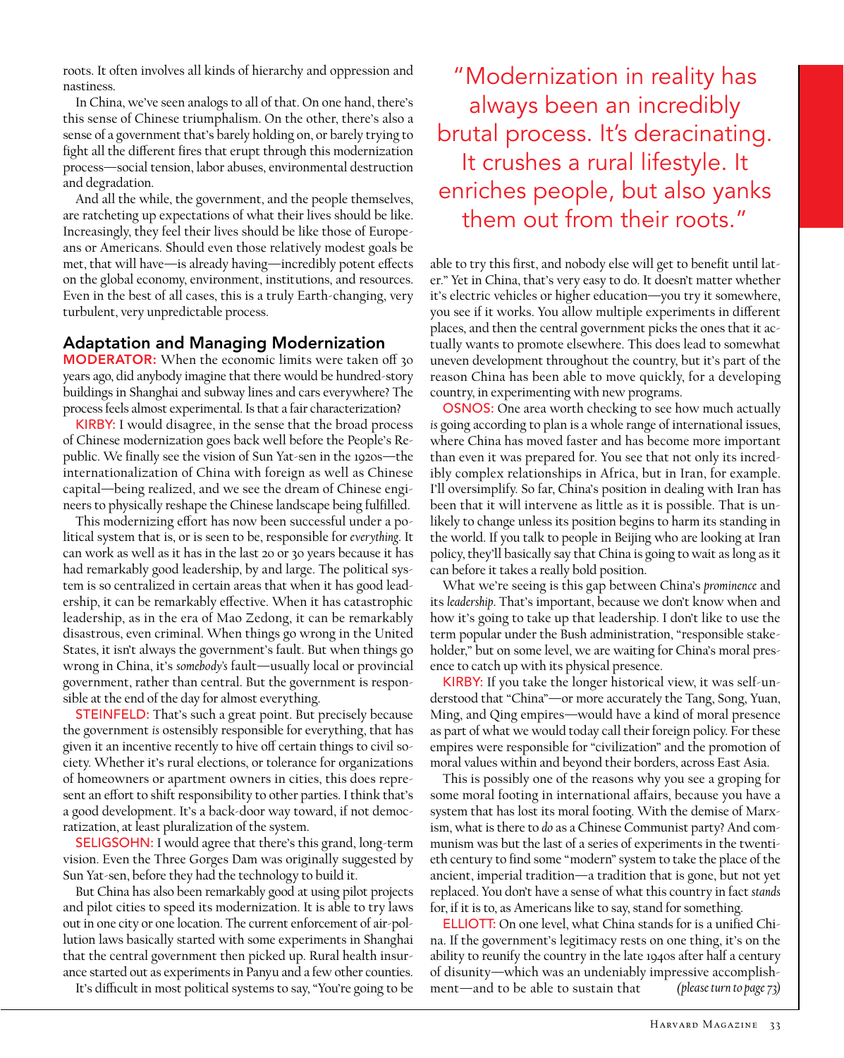roots. It often involves all kinds of hierarchy and oppression and nastiness.

In China, we've seen analogs to all of that. On one hand, there's this sense of Chinese triumphalism. On the other, there's also a sense of a government that's barely holding on, or barely trying to fight all the different fires that erupt through this modernization process—social tension, labor abuses, environmental destruction and degradation.

And all the while, the government, and the people themselves, are ratcheting up expectations of what their lives should be like. Increasingly, they feel their lives should be like those of Europeans or Americans. Should even those relatively modest goals be met, that will have—is already having—incredibly potent effects on the global economy, environment, institutions, and resources. Even in the best of all cases, this is a truly Earth-changing, very turbulent, very unpredictable process.

## Adaptation and Managing Modernization

**MODERATOR:** When the economic limits were taken off 30 years ago, did anybody imagine that there would be hundred-story buildings in Shanghai and subway lines and cars everywhere? The process feels almost experimental. Is that a fair characterization?

**KIRBY:** I would disagree, in the sense that the broad process of Chinese modernization goes back well before the People's Republic. We finally see the vision of Sun Yat-sen in the 1920s—the internationalization of China with foreign as well as Chinese capital—being realized, and we see the dream of Chinese engineers to physically reshape the Chinese landscape being fulfilled.

This modernizing effort has now been successful under a political system that is, or is seen to be, responsible for *everything*. It can work as well as it has in the last 20 or 30 years because it has had remarkably good leadership, by and large. The political system is so centralized in certain areas that when it has good leadership, it can be remarkably effective. When it has catastrophic leadership, as in the era of Mao Zedong, it can be remarkably disastrous, even criminal. When things go wrong in the United States, it isn't always the government's fault. But when things go wrong in China, it's *somebody's* fault—usually local or provincial government, rather than central. But the government is responsible at the end of the day for almost everything.

**STEINFELD:** That's such a great point. But precisely because the government *is* ostensibly responsible for everything, that has given it an incentive recently to hive off certain things to civil society. Whether it's rural elections, or tolerance for organizations of homeowners or apartment owners in cities, this does represent an effort to shift responsibility to other parties. I think that's a good development. It's a back-door way toward, if not democratization, at least pluralization of the system.

**SELIGSOHN:** I would agree that there's this grand, long-term vision. Even the Three Gorges Dam was originally suggested by Sun Yat-sen, before they had the technology to build it.

But China has also been remarkably good at using pilot projects and pilot cities to speed its modernization. It is able to try laws out in one city or one location. The current enforcement of air-pollution laws basically started with some experiments in Shanghai that the central government then picked up. Rural health insurance started out as experiments in Panyu and a few other counties.

It's difficult in most political systems to say, "You're going to be

> "Modernization in reality has always been an incredibly brutal process. It's deracinating. It crushes a rural lifestyle. It enriches people, but also yanks them out from their roots."

able to try this first, and nobody else will get to benefit until later." Yet in China, that's very easy to do. It doesn't matter whether it's electric vehicles or higher education—you try it somewhere, you see if it works. You allow multiple experiments in different places, and then the central government picks the ones that it actually wants to promote elsewhere. This does lead to somewhat uneven development throughout the country, but it's part of the reason China has been able to move quickly, for a developing country, in experimenting with new programs.

**OSNOS:** One area worth checking to see how much actually *is* going according to plan is a whole range of international issues, where China has moved faster and has become more important than even it was prepared for. You see that not only its incredibly complex relationships in Africa, but in Iran, for example. I'll oversimplify. So far, China's position in dealing with Iran has been that it will intervene as little as it is possible. That is unlikely to change unless its position begins to harm its standing in the world. If you talk to people in Beijing who are looking at Iran policy, they'll basically say that China is going to wait as long as it can before it takes a really bold position.

What we're seeing is this gap between China's *prominence* and its *leadership*. That's important, because we don't know when and how it's going to take up that leadership. I don't like to use the term popular under the Bush administration, "responsible stakeholder," but on some level, we are waiting for China's moral presence to catch up with its physical presence.

**KIRBY:** If you take the longer historical view, it was self-understood that "China"—or more accurately the Tang, Song, Yuan, Ming, and Qing empires—would have a kind of moral presence as part of what we would today call their foreign policy. For these empires were responsible for "civilization" and the promotion of moral values within and beyond their borders, across East Asia.

This is possibly one of the reasons why you see a groping for some moral footing in international affairs, because you have a system that has lost its moral footing. With the demise of Marxism, what is there to *do* as a Chinese Communist party? And communism was but the last of a series of experiments in the twentieth century to find some "modern" system to take the place of the ancient, imperial tradition—a tradition that is gone, but not yet replaced. You don't have a sense of what this country in fact *stands* for, if it is to, as Americans like to say, stand for something.

**ELLIOTT:** On one level, what China stands for is a unified China. If the government's legitimacy rests on one thing, it's on the ability to reunify the country in the late 1940s after half a century of disunity—which was an undeniably impressive accomplishment—and to be able to sustain that *(please turn to page 73)*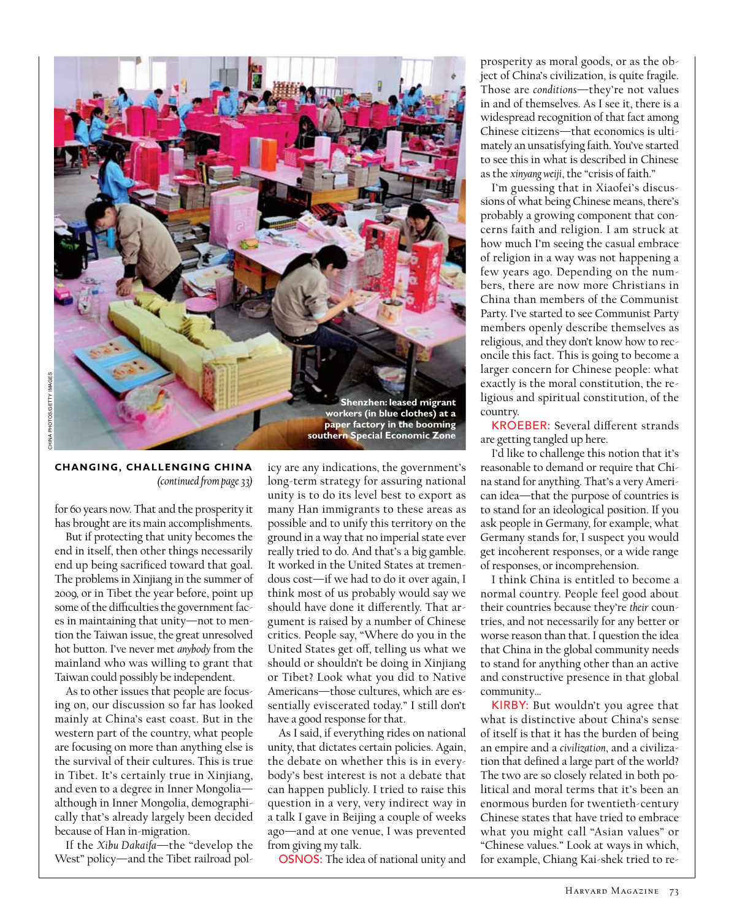Shenzhen: leased migrant workers (in blue clothes) at a paper factory in the booming southern Special Economic Zone

**CHANGING, CHALLENGING CHINA**
*(continued from page 33)*

for 60 years now. That and the prosperity it has brought are its main accomplishments.

But if protecting that unity becomes the end in itself, then other things necessarily end up being sacrificed toward that goal. The problems in Xinjiang in the summer of 2009, or in Tibet the year before, point up some of the difficulties the government faces in maintaining that unity—not to mention the Taiwan issue, the great unresolved hot button. I've never met *anybody* from the mainland who was willing to grant that Taiwan could possibly be independent.

As to other issues that people are focusing on, our discussion so far has looked mainly at China's east coast. But in the western part of the country, what people are focusing on more than anything else is the survival of their cultures. This is true in Tibet. It's certainly true in Xinjiang, and even to a degree in Inner Mongolia—although in Inner Mongolia, demographically that's already largely been decided because of Han in-migration.

If the *Xibu Dakaifa*—the "develop the West" policy—and the Tibet railroad policy are any indications, the government's long-term strategy for assuring national unity is to do its level best to export as many Han immigrants to these areas as possible and to unify this territory on the ground in a way that no imperial state ever really tried to do. And that's a big gamble. It worked in the United States at tremendous cost—if we had to do it over again, I think most of us probably would say we should have done it differently. That argument is raised by a number of Chinese critics. People say, "Where do you in the United States get off, telling us what we should or shouldn't be doing in Xinjiang or Tibet? Look what you did to Native Americans—those cultures, which are essentially eviscerated today." I still don't have a good response for that.

As I said, if everything rides on national unity, that dictates certain policies. Again, the debate on whether this is in everybody's best interest is not a debate that can happen publicly. I tried to raise this question in a very, very indirect way in a talk I gave in Beijing a couple of weeks ago—and at one venue, I was prevented from giving my talk.

OSNOS: The idea of national unity and prosperity as moral goods, or as the object of China's civilization, is quite fragile. Those are *conditions*—they're not values in and of themselves. As I see it, there is a widespread recognition of that fact among Chinese citizens—that economics is ultimately an unsatisfying faith. You've started to see this in what is described in Chinese as the *xinyang weiji*, the "crisis of faith."

I'm guessing that in Xiaofei's discussions of what being Chinese means, there's probably a growing component that concerns faith and religion. I am struck at how much I'm seeing the casual embrace of religion in a way was not happening a few years ago. Depending on the numbers, there are now more Christians in China than members of the Communist Party. I've started to see Communist Party members openly describe themselves as religious, and they don't know how to reconcile this fact. This is going to become a larger concern for Chinese people: what exactly is the moral constitution, the religious and spiritual constitution, of the country.

KROEBER: Several different strands are getting tangled up here.

I'd like to challenge this notion that it's reasonable to demand or require that China stand for anything. That's a very American idea—that the purpose of countries is to stand for an ideological position. If you ask people in Germany, for example, what Germany stands for, I suspect you would get incoherent responses, or a wide range of responses, or incomprehension.

I think China is entitled to become a normal country. People feel good about their countries because they're *their* countries, and not necessarily for any better or worse reason than that. I question the idea that China in the global community needs to stand for anything other than an active and constructive presence in that global community...

KIRBY: But wouldn't you agree that what is distinctive about China's sense of itself is that it has the burden of being an empire and a *civilization*, and a civilization that defined a large part of the world? The two are so closely related in both political and moral terms that it's been an enormous burden for twentieth-century Chinese states that have tried to embrace what you might call "Asian values" or "Chinese values." Look at ways in which, for example, Chiang Kai-shek tried to re-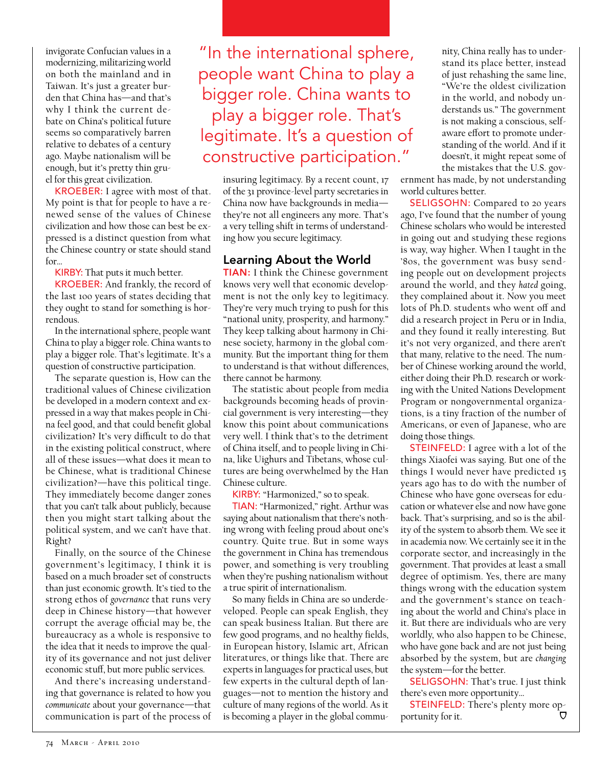invigorate Confucian values in a modernizing, militarizing world on both the mainland and in Taiwan. It's just a greater burden that China has—and that's why I think the current debate on China's political future seems so comparatively barren relative to debates of a century ago. Maybe nationalism will be enough, but it's pretty thin gruel for this great civilization.

KROEBER: I agree with most of that. My point is that for people to have a renewed sense of the values of Chinese civilization and how those can best be expressed is a distinct question from what the Chinese country or state should stand for…

KIRBY: That puts it much better.

KROEBER: And frankly, the record of the last 100 years of states deciding that they ought to stand for something is horrendous.

In the international sphere, people want China to play a bigger role. China wants to play a bigger role. That's legitimate. It's a question of constructive participation.

The separate question is, How can the traditional values of Chinese civilization be developed in a modern context and expressed in a way that makes people in China feel good, and that could benefit global civilization? It's very difficult to do that in the existing political construct, where all of these issues—what does it mean to be Chinese, what is traditional Chinese civilization?—have this political tinge. They immediately become danger zones that you can't talk about publicly, because then you might start talking about the political system, and we can't have that. Right?

Finally, on the source of the Chinese government's legitimacy, I think it is based on a much broader set of constructs than just economic growth. It's tied to the strong ethos of *governance* that runs very deep in Chinese history—that however corrupt the average official may be, the bureaucracy as a whole is responsive to the idea that it needs to improve the quality of its governance and not just deliver economic stuff, but more public services.

And there's increasing understanding that governance is related to how you *communicate* about your governance—that communication is part of the process of insuring legitimacy. By a recent count, 17 of the 31 province-level party secretaries in China now have backgrounds in media—they're not all engineers any more. That's a very telling shift in terms of understanding how you secure legitimacy.

> "In the international sphere, people want China to play a bigger role. China wants to play a bigger role. That's legitimate. It's a question of constructive participation."

## Learning About the World

TIAN: I think the Chinese government knows very well that economic development is not the only key to legitimacy. They're very much trying to push for this "national unity, prosperity, and harmony." They keep talking about harmony in Chinese society, harmony in the global community. But the important thing for them to understand is that without differences, there cannot be harmony.

The statistic about people from media backgrounds becoming heads of provincial government is very interesting—they know this point about communications very well. I think that's to the detriment of China itself, and to people living in China, like Uighurs and Tibetans, whose cultures are being overwhelmed by the Han Chinese culture.

KIRBY: "Harmonized," so to speak.

TIAN: "Harmonized," right. Arthur was saying about nationalism that there's nothing wrong with feeling proud about one's country. Quite true. But in some ways the government in China has tremendous power, and something is very troubling when they're pushing nationalism without a true spirit of internationalism.

So many fields in China are so underdeveloped. People can speak English, they can speak business Italian. But there are few good programs, and no healthy fields, in European history, Islamic art, African literatures, or things like that. There are experts in languages for practical uses, but few experts in the cultural depth of languages—not to mention the history and culture of many regions of the world. As it is becoming a player in the global community, China really has to understand its place better, instead of just rehashing the same line, "We're the oldest civilization in the world, and nobody understands us." The government is not making a conscious, self-aware effort to promote understanding of the world. And if it doesn't, it might repeat some of the mistakes that the U.S. government has made, by not understanding world cultures better.

SELIGSOHN: Compared to 20 years ago, I've found that the number of young Chinese scholars who would be interested in going out and studying these regions is way, way higher. When I taught in the '80s, the government was busy sending people out on development projects around the world, and they *hated* going, they complained about it. Now you meet lots of Ph.D. students who went off and did a research project in Peru or in India, and they found it really interesting. But it's not very organized, and there aren't that many, relative to the need. The number of Chinese working around the world, either doing their Ph.D. research or working with the United Nations Development Program or nongovernmental organizations, is a tiny fraction of the number of Americans, or even of Japanese, who are doing those things.

STEINFELD: I agree with a lot of the things Xiaofei was saying. But one of the things I would never have predicted 15 years ago has to do with the number of Chinese who have gone overseas for education or whatever else and now have gone back. That's surprising, and so is the ability of the system to absorb them. We see it in academia now. We certainly see it in the corporate sector, and increasingly in the government. That provides at least a small degree of optimism. Yes, there are many things wrong with the education system and the government's stance on teaching about the world and China's place in it. But there are individuals who are very worldly, who also happen to be Chinese, who have gone back and are not just being absorbed by the system, but are *changing* the system—for the better.

SELIGSOHN: That's true. I just think there's even more opportunity…

STEINFELD: There's plenty more opportunity for it.